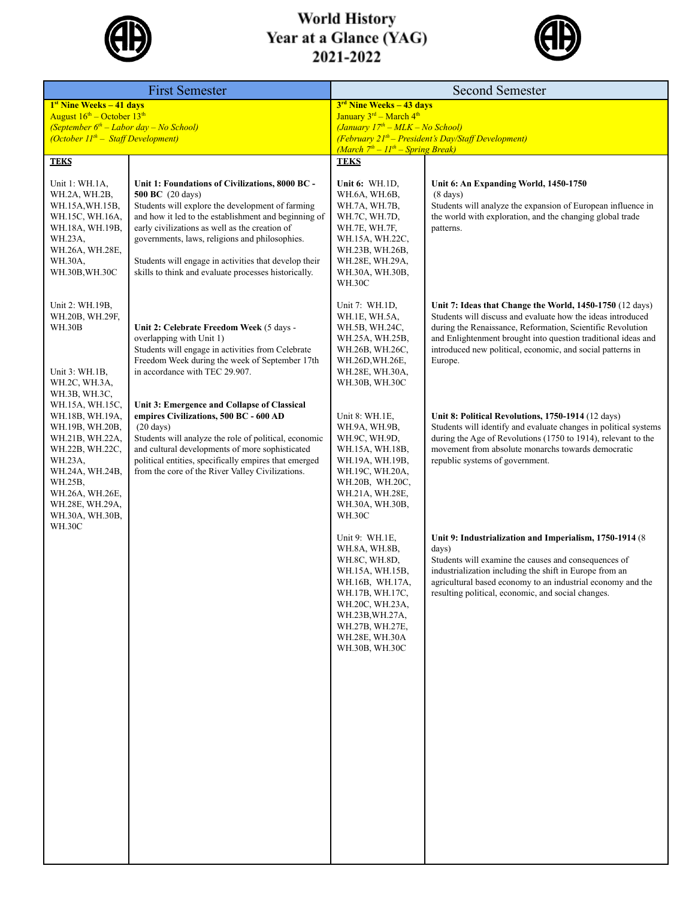# World History Year at a Glance (YAG) 2021-2022

| First Semester | | Second Semester | |
|---|---|---|---|
| **1st Nine Weeks – 41 days**<br>August 16th – October 13th<br>*(September 6th – Labor day – No School)*<br>*(October 11th – Staff Development)* | | **3rd Nine Weeks – 43 days**<br>January 3rd – March 4th<br>*(January 17th – MLK – No School)*<br>*(February 21th – President's Day/Staff Development)*<br>*(March 7th – 11th – Spring Break)* | |
| **TEKS** | | **TEKS** | |
| Unit 1: WH.1A, WH.2A, WH.2B, WH.15A,WH.15B, WH.15C, WH.16A, WH.18A, WH.19B, WH.23A, WH.26A, WH.28E, WH.30A, WH.30B,WH.30C | **Unit 1: Foundations of Civilizations, 8000 BC - 500 BC** (20 days)<br>Students will explore the development of farming and how it led to the establishment and beginning of early civilizations as well as the creation of governments, laws, religions and philosophies.<br><br>Students will engage in activities that develop their skills to think and evaluate processes historically. | **Unit 6:** WH.1D, WH.6A, WH.6B, WH.7A, WH.7B, WH.7C, WH.7D, WH.7E, WH.7F, WH.15A, WH.22C, WH.23B, WH.26B, WH.28E, WH.29A, WH.30A, WH.30B, WH.30C | **Unit 6: An Expanding World, 1450-1750** (8 days)<br>Students will analyze the expansion of European influence in the world with exploration, and the changing global trade patterns. |
| Unit 2: WH.19B, WH.20B, WH.29F, WH.30B | **Unit 2: Celebrate Freedom Week** (5 days - overlapping with Unit 1)<br>Students will engage in activities from Celebrate Freedom Week during the week of September 17th in accordance with TEC 29.907. | Unit 7: WH.1D, WH.1E, WH.5A, WH.5B, WH.24C, WH.25A, WH.25B, WH.26B, WH.26C, WH.26D,WH.26E, WH.28E, WH.30A, WH.30B, WH.30C | **Unit 7: Ideas that Change the World, 1450-1750** (12 days)<br>Students will discuss and evaluate how the ideas introduced during the Renaissance, Reformation, Scientific Revolution and Enlightenment brought into question traditional ideas and introduced new political, economic, and social patterns in Europe. |
| Unit 3: WH.1B, WH.2C, WH.3A, WH.3B, WH.3C, WH.15A, WH.15C, WH.18B, WH.19A, WH.19B, WH.20B, WH.21B, WH.22A, WH.22B, WH.22C, WH.23A, WH.24A, WH.24B, WH.25B, WH.26A, WH.26E, WH.28E, WH.29A, WH.30A, WH.30B, WH.30C | **Unit 3: Emergence and Collapse of Classical empires Civilizations, 500 BC - 600 AD** (20 days)<br>Students will analyze the role of political, economic and cultural developments of more sophisticated political entities, specifically empires that emerged from the core of the River Valley Civilizations. | Unit 8: WH.1E, WH.9A, WH.9B, WH.9C, WH.9D, WH.15A, WH.18B, WH.19A, WH.19B, WH.19C, WH.20A, WH.20B, WH.20C, WH.21A, WH.28E, WH.30A, WH.30B, WH.30C | **Unit 8: Political Revolutions, 1750-1914** (12 days)<br>Students will identify and evaluate changes in political systems during the Age of Revolutions (1750 to 1914), relevant to the movement from absolute monarchs towards democratic republic systems of government. |
| | | Unit 9: WH.1E, WH.8A, WH.8B, WH.8C, WH.8D, WH.15A, WH.15B, WH.16B, WH.17A, WH.17B, WH.17C, WH.20C, WH.23A, WH.23B,WH.27A, WH.27B, WH.27E, WH.28E, WH.30A WH.30B, WH.30C | **Unit 9: Industrialization and Imperialism, 1750-1914** (8 days)<br>Students will examine the causes and consequences of industrialization including the shift in Europe from an agricultural based economy to an industrial economy and the resulting political, economic, and social changes. |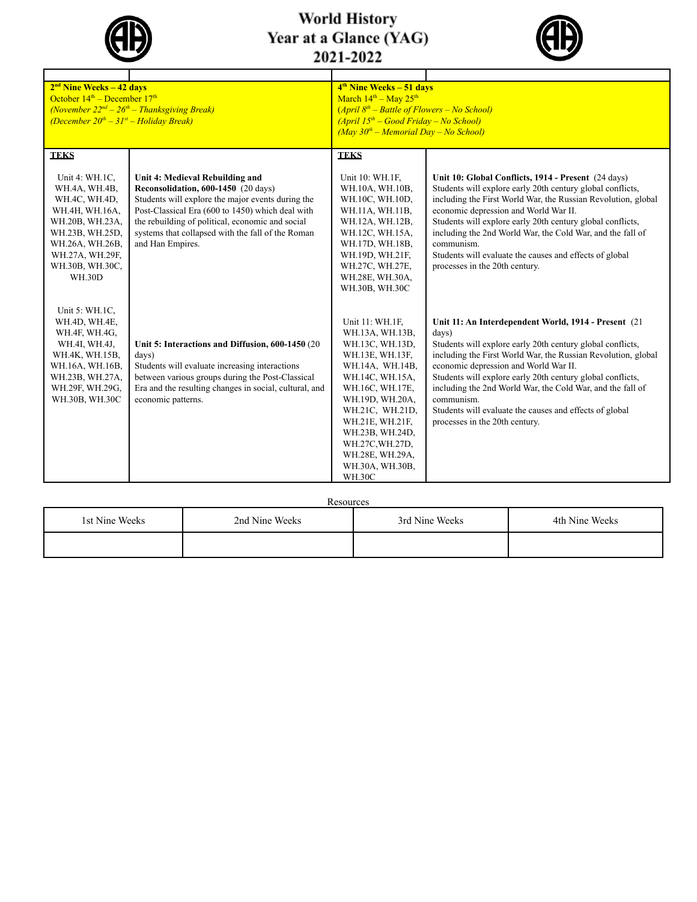# World History
# Year at a Glance (YAG)
# 2021-2022

| | | | |
|---|---|---|---|
| **2nd Nine Weeks – 42 days**<br>October 14th – December 17th<br>*(November 22nd – 26th – Thanksgiving Break)*<br>*(December 20th – 31st – Holiday Break)* | | **4th Nine Weeks – 51 days**<br>March 14th – May 25th<br>*(April 8th – Battle of Flowers – No School)*<br>*(April 15th – Good Friday – No School)*<br>*(May 30th – Memorial Day – No School)* | |
| **TEKS**<br><br>Unit 4: WH.1C, WH.4A, WH.4B, WH.4C, WH.4D, WH.4H, WH.16A, WH.20B, WH.23A, WH.23B, WH.25D, WH.26A, WH.26B, WH.27A, WH.29F, WH.30B, WH.30C, WH.30D | **Unit 4: Medieval Rebuilding and Reconsolidation, 600-1450** (20 days)<br>Students will explore the major events during the Post-Classical Era (600 to 1450) which deal with the rebuilding of political, economic and social systems that collapsed with the fall of the Roman and Han Empires. | **TEKS**<br><br>Unit 10: WH.1F, WH.10A, WH.10B, WH.10C, WH.10D, WH.11A, WH.11B, WH.12A, WH.12B, WH.12C, WH.15A, WH.17D, WH.18B, WH.21F, WH.27C, WH.27E, WH.28E, WH.30A, WH.30B, WH.30C | **Unit 10: Global Conflicts, 1914 - Present** (24 days)<br>Students will explore early 20th century global conflicts, including the First World War, the Russian Revolution, global economic depression and World War II.<br>Students will explore early 20th century global conflicts, including the 2nd World War, the Cold War, and the fall of communism.<br>Students will evaluate the causes and effects of global processes in the 20th century. |
| Unit 5: WH.1C, WH.4D, WH.4E, WH.4F, WH.4G, WH.4I, WH.4J, WH.4K, WH.15B, WH.16A, WH.16B, WH.23B, WH.27A, WH.29F, WH.29G, WH.30B, WH.30C | **Unit 5: Interactions and Diffusion, 600-1450** (20 days)<br>Students will evaluate increasing interactions between various groups during the Post-Classical Era and the resulting changes in social, cultural, and economic patterns. | Unit 11: WH.1F, WH.13A, WH.13B, WH.13C, WH.13D, WH.13E, WH.13F, WH.14A, WH.14B, WH.14C, WH.15A, WH.16C, WH.17E, WH.19D, WH.20A, WH.21C, WH.21D, WH.21E, WH.21F, WH.23B, WH.24D, WH.27C, WH.27D, WH.28E, WH.29A, WH.30A, WH.30B, WH.30C | **Unit 11: An Interdependent World, 1914 - Present** (21 days)<br>Students will explore early 20th century global conflicts, including the First World War, the Russian Revolution, global economic depression and World War II.<br>Students will explore early 20th century global conflicts, including the 2nd World War, the Cold War, and the fall of communism.<br>Students will evaluate the causes and effects of global processes in the 20th century. |

Resources

| 1st Nine Weeks | 2nd Nine Weeks | 3rd Nine Weeks | 4th Nine Weeks |
|---|---|---|---|
| | | | |